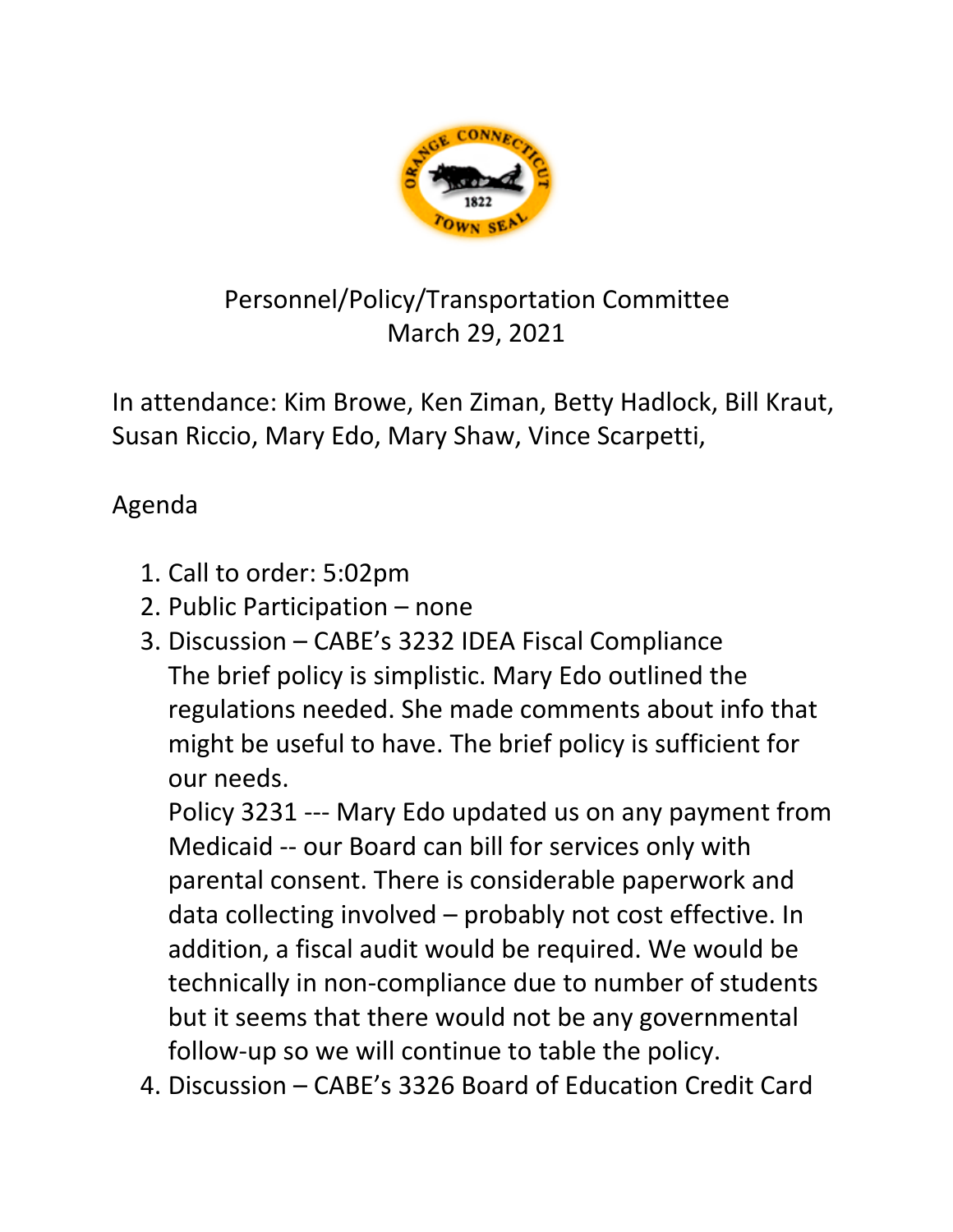Personnel/Policy/Transportation Committee
March 29, 2021

In attendance: Kim Browe, Ken Ziman, Betty Hadlock, Bill Kraut, Susan Riccio, Mary Edo, Mary Shaw, Vince Scarpetti,

Agenda

1. Call to order: 5:02pm
2. Public Participation – none
3. Discussion – CABE's 3232 IDEA Fiscal Compliance
   The brief policy is simplistic. Mary Edo outlined the regulations needed. She made comments about info that might be useful to have. The brief policy is sufficient for our needs.
   Policy 3231 --- Mary Edo updated us on any payment from Medicaid -- our Board can bill for services only with parental consent. There is considerable paperwork and data collecting involved – probably not cost effective. In addition, a fiscal audit would be required. We would be technically in non-compliance due to number of students but it seems that there would not be any governmental follow-up so we will continue to table the policy.
4. Discussion – CABE's 3326 Board of Education Credit Card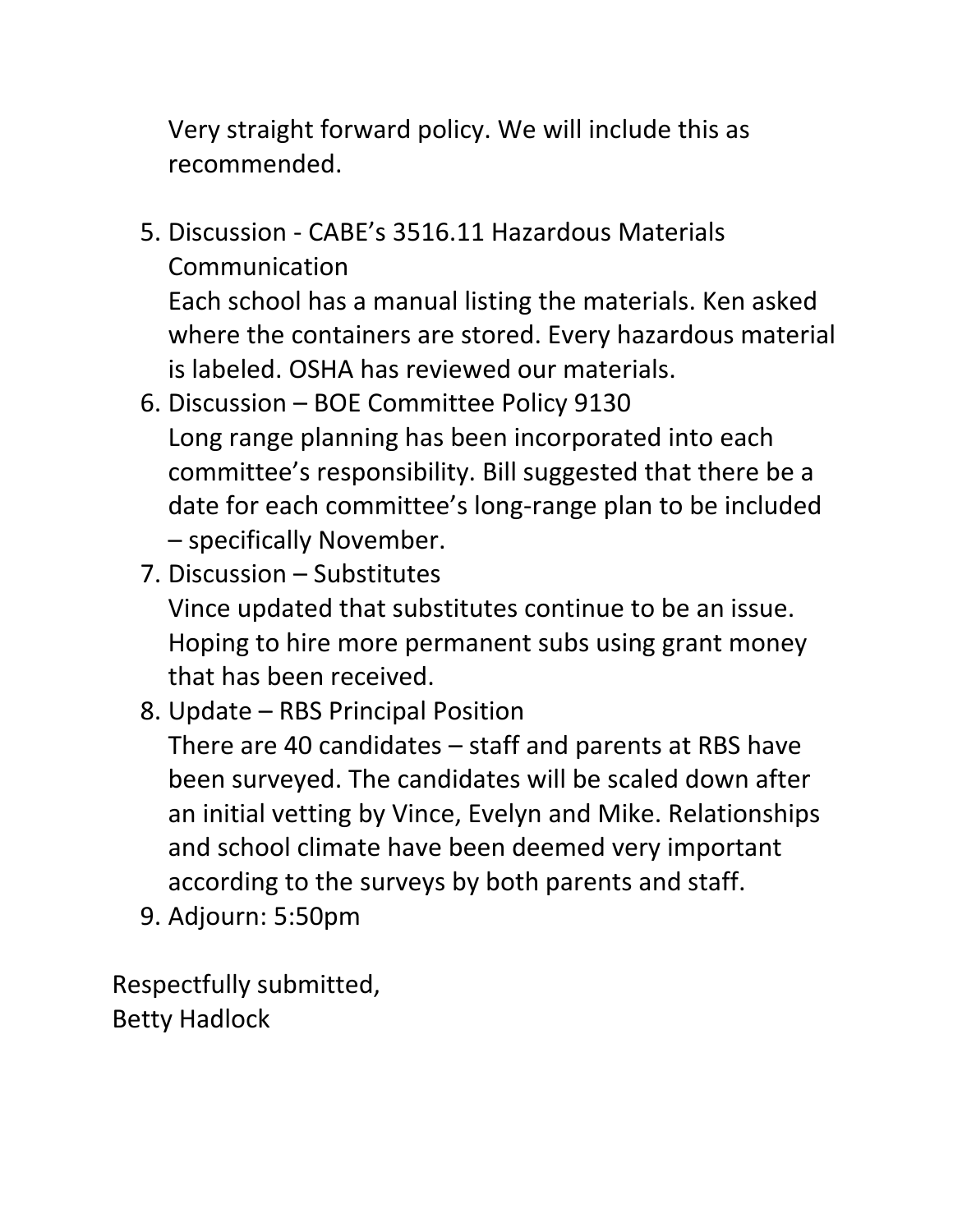Very straight forward policy. We will include this as recommended.

5. Discussion - CABE's 3516.11 Hazardous Materials Communication
   Each school has a manual listing the materials. Ken asked where the containers are stored. Every hazardous material is labeled. OSHA has reviewed our materials.
6. Discussion – BOE Committee Policy 9130
   Long range planning has been incorporated into each committee's responsibility. Bill suggested that there be a date for each committee's long-range plan to be included – specifically November.
7. Discussion – Substitutes
   Vince updated that substitutes continue to be an issue. Hoping to hire more permanent subs using grant money that has been received.
8. Update – RBS Principal Position
   There are 40 candidates – staff and parents at RBS have been surveyed. The candidates will be scaled down after an initial vetting by Vince, Evelyn and Mike. Relationships and school climate have been deemed very important according to the surveys by both parents and staff.
9. Adjourn: 5:50pm

Respectfully submitted,
Betty Hadlock